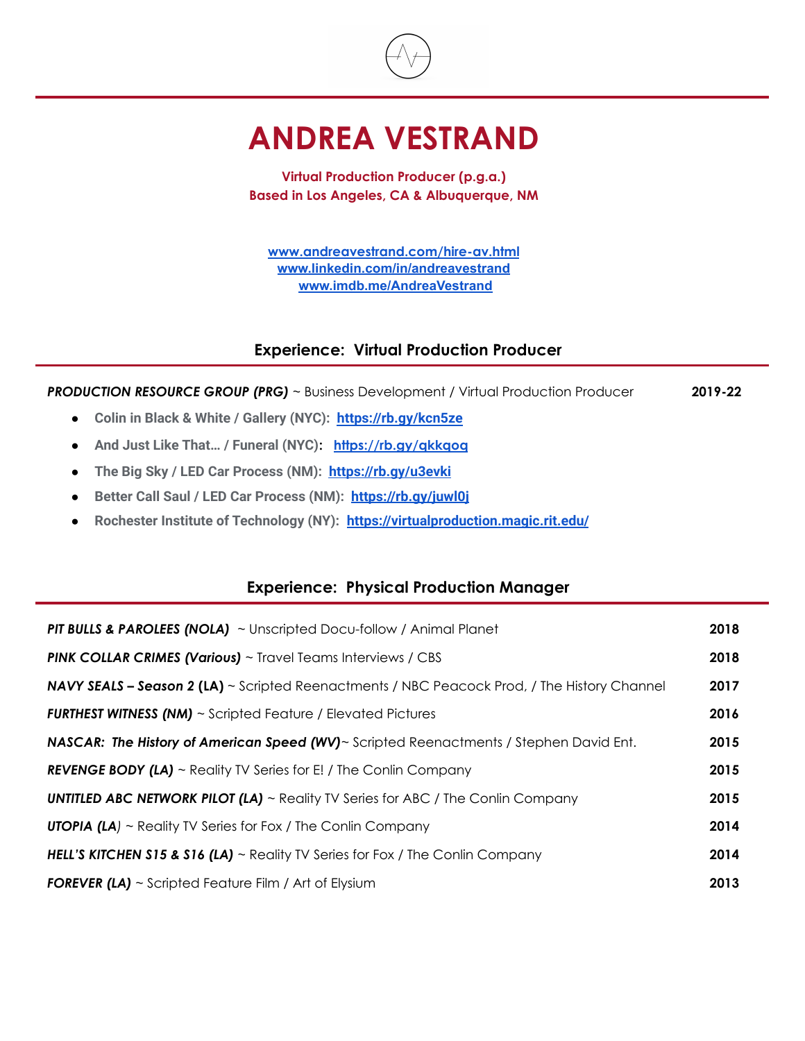# ANDREA VESTRAND

**Virtual Production Producer (p.g.a.)**
**Based in Los Angeles, CA & Albuquerque, NM**

[www.andreavestrand.com/hire-av.html](www.andreavestrand.com/hire-av.html)
[www.linkedin.com/in/andreavestrand](www.linkedin.com/in/andreavestrand)
[www.imdb.me/AndreaVestrand](www.imdb.me/AndreaVestrand)

## Experience: Virtual Production Producer

***PRODUCTION RESOURCE GROUP (PRG)*** ~ Business Development / Virtual Production Producer **2019-22**

- **Colin in Black & White / Gallery (NYC): [https://rb.gy/kcn5ze](https://rb.gy/kcn5ze)**
- **And Just Like That… / Funeral (NYC): [https://rb.gy/qkkqoq](https://rb.gy/qkkqoq)**
- **The Big Sky / LED Car Process (NM): [https://rb.gy/u3evki](https://rb.gy/u3evki)**
- **Better Call Saul / LED Car Process (NM): [https://rb.gy/juwl0j](https://rb.gy/juwl0j)**
- **Rochester Institute of Technology (NY): [https://virtualproduction.magic.rit.edu/](https://virtualproduction.magic.rit.edu/)**

## Experience: Physical Production Manager

***PIT BULLS & PAROLEES (NOLA)*** ~ Unscripted Docu-follow / Animal Planet **2018**

***PINK COLLAR CRIMES (Various)*** ~ Travel Teams Interviews / CBS **2018**

***NAVY SEALS – Season 2* (LA)** ~ Scripted Reenactments / NBC Peacock Prod, / The History Channel **2017**

***FURTHEST WITNESS (NM)*** ~ Scripted Feature / Elevated Pictures **2016**

***NASCAR: The History of American Speed (WV)***~ Scripted Reenactments / Stephen David Ent. **2015**

***REVENGE BODY (LA)*** ~ Reality TV Series for E! / The Conlin Company **2015**

***UNTITLED ABC NETWORK PILOT (LA)*** ~ Reality TV Series for ABC / The Conlin Company **2015**

***UTOPIA (LA)*** ~ Reality TV Series for Fox / The Conlin Company **2014**

***HELL'S KITCHEN S15 & S16 (LA)*** ~ Reality TV Series for Fox / The Conlin Company **2014**

***FOREVER (LA)*** ~ Scripted Feature Film / Art of Elysium **2013**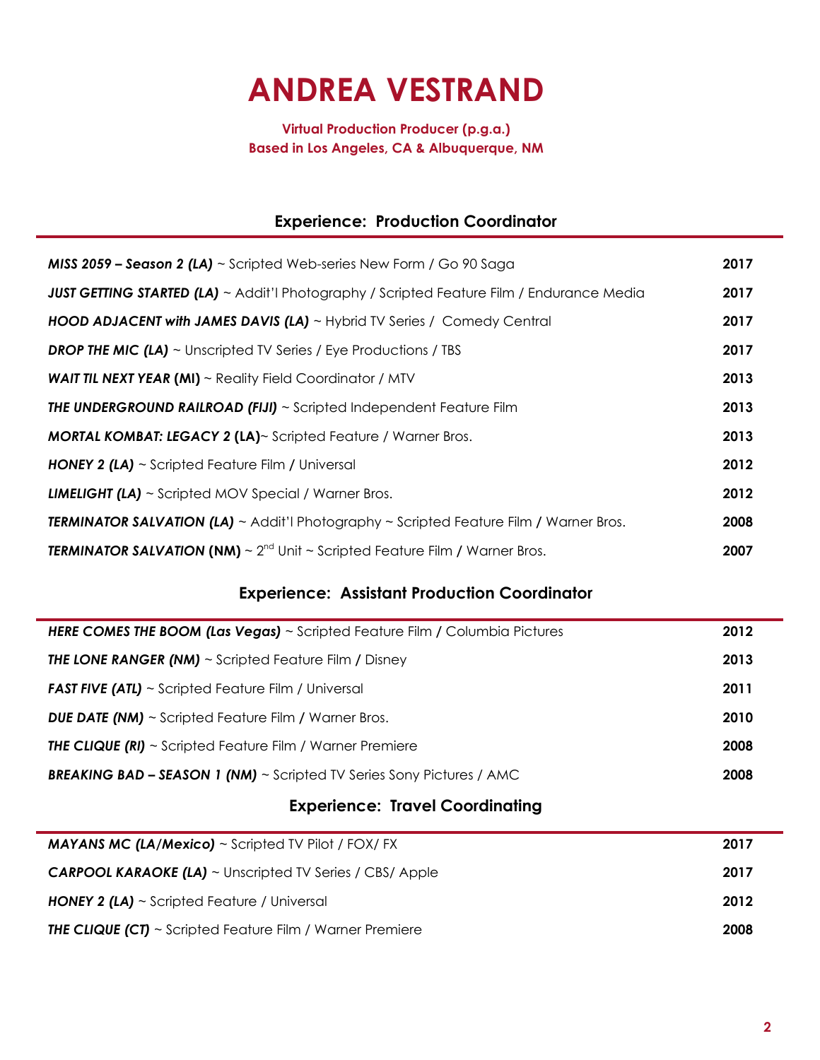# ANDREA VESTRAND

**Virtual Production Producer (p.g.a.)**
**Based in Los Angeles, CA & Albuquerque, NM**

## Experience: Production Coordinator

| | |
|---|---|
| ***MISS 2059 – Season 2 (LA)*** ~ Scripted Web-series New Form / Go 90 Saga | **2017** |
| ***JUST GETTING STARTED (LA)*** ~ Addit'l Photography / Scripted Feature Film / Endurance Media | **2017** |
| ***HOOD ADJACENT with JAMES DAVIS (LA)*** ~ Hybrid TV Series / Comedy Central | **2017** |
| ***DROP THE MIC (LA)*** ~ Unscripted TV Series / Eye Productions / TBS | **2017** |
| ***WAIT TIL NEXT YEAR* (MI)** ~ Reality Field Coordinator / MTV | **2013** |
| ***THE UNDERGROUND RAILROAD (FIJI)*** ~ Scripted Independent Feature Film | **2013** |
| ***MORTAL KOMBAT: LEGACY 2* (LA)**~ Scripted Feature / Warner Bros. | **2013** |
| ***HONEY 2 (LA)*** ~ Scripted Feature Film / Universal | **2012** |
| ***LIMELIGHT (LA)*** ~ Scripted MOV Special / Warner Bros. | **2012** |
| ***TERMINATOR SALVATION (LA)*** ~ Addit'l Photography ~ Scripted Feature Film / Warner Bros. | **2008** |
| ***TERMINATOR SALVATION* (NM)** ~ 2nd Unit ~ Scripted Feature Film / Warner Bros. | **2007** |

## Experience: Assistant Production Coordinator

| | |
|---|---|
| ***HERE COMES THE BOOM (Las Vegas)*** ~ Scripted Feature Film / Columbia Pictures | **2012** |
| ***THE LONE RANGER (NM)*** ~ Scripted Feature Film / Disney | **2013** |
| ***FAST FIVE (ATL)*** ~ Scripted Feature Film / Universal | **2011** |
| ***DUE DATE (NM)*** ~ Scripted Feature Film / Warner Bros. | **2010** |
| ***THE CLIQUE (RI)*** ~ Scripted Feature Film / Warner Premiere | **2008** |
| ***BREAKING BAD – SEASON 1 (NM)*** ~ Scripted TV Series Sony Pictures / AMC | **2008** |

## Experience: Travel Coordinating

| | |
|---|---|
| ***MAYANS MC (LA/Mexico)*** ~ Scripted TV Pilot / FOX/ FX | **2017** |
| ***CARPOOL KARAOKE (LA)*** ~ Unscripted TV Series / CBS/ Apple | **2017** |
| ***HONEY 2 (LA)*** ~ Scripted Feature / Universal | **2012** |
| ***THE CLIQUE (CT)*** ~ Scripted Feature Film / Warner Premiere | **2008** |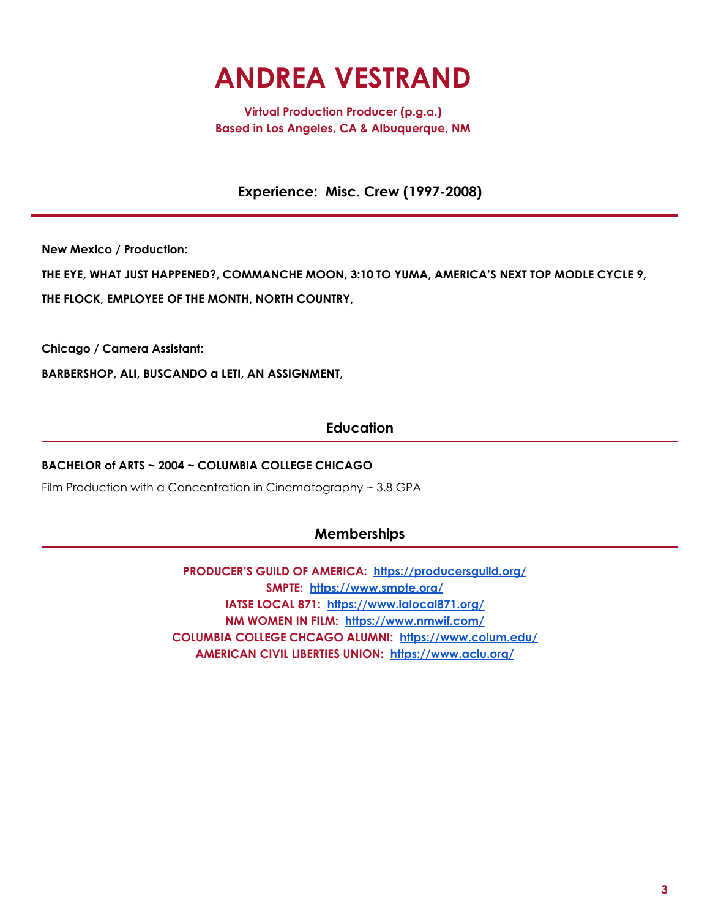# ANDREA VESTRAND

**Virtual Production Producer (p.g.a.)**
**Based in Los Angeles, CA & Albuquerque, NM**

## Experience: Misc. Crew (1997-2008)

**New Mexico / Production:**

**THE EYE, WHAT JUST HAPPENED?, COMMANCHE MOON, 3:10 TO YUMA, AMERICA'S NEXT TOP MODLE CYCLE 9, THE FLOCK, EMPLOYEE OF THE MONTH, NORTH COUNTRY,**

**Chicago / Camera Assistant:**

**BARBERSHOP, ALI, BUSCANDO a LETI, AN ASSIGNMENT,**

## Education

**BACHELOR of ARTS ~ 2004 ~ COLUMBIA COLLEGE CHICAGO**

Film Production with a Concentration in Cinematography ~ 3.8 GPA

## Memberships

**PRODUCER'S GUILD OF AMERICA:** https://producersguild.org/
**SMPTE:** https://www.smpte.org/
**IATSE LOCAL 871:** https://www.ialocal871.org/
**NM WOMEN IN FILM:** https://www.nmwif.com/
**COLUMBIA COLLEGE CHCAGO ALUMNI:** https://www.colum.edu/
**AMERICAN CIVIL LIBERTIES UNION:** https://www.aclu.org/